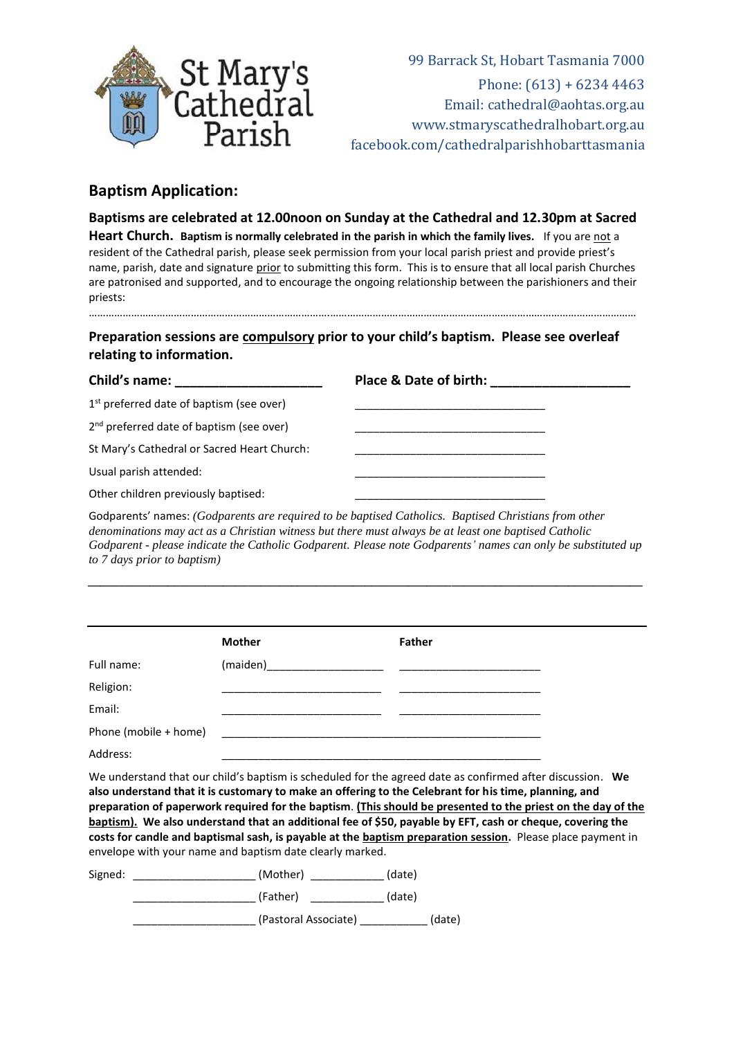St Mary's Cathedral Parish

99 Barrack St, Hobart Tasmania 7000
Phone: (613) + 6234 4463
Email: cathedral@aohtas.org.au
www.stmaryscathedralhobart.org.au
facebook.com/cathedralparishhobarttasmania

## Baptism Application:

**Baptisms are celebrated at 12.00noon on Sunday at the Cathedral and 12.30pm at Sacred Heart Church. Baptism is normally celebrated in the parish in which the family lives.** If you are not a resident of the Cathedral parish, please seek permission from your local parish priest and provide priest's name, parish, date and signature prior to submitting this form. This is to ensure that all local parish Churches are patronised and supported, and to encourage the ongoing relationship between the parishioners and their priests:

……………………………………………………………………………………………………………………………………………………

**Preparation sessions are compulsory prior to your child's baptism. Please see overleaf relating to information.**

**Child's name: ____________________** **Place & Date of birth: ___________________**

1st preferred date of baptism (see over) ______________________________

2nd preferred date of baptism (see over) ______________________________

St Mary's Cathedral or Sacred Heart Church: ______________________________

Usual parish attended: ______________________________

Other children previously baptised: ______________________________

Godparents' names: *(Godparents are required to be baptised Catholics. Baptised Christians from other denominations may act as a Christian witness but there must always be at least one baptised Catholic Godparent - please indicate the Catholic Godparent. Please note Godparents' names can only be substituted up to 7 days prior to baptism)*

______________________________________________________________________________________

| | **Mother** | **Father** |
|---|---|---|
| Full name: | (maiden)__________________ | ______________________ |
| Religion: | ______________________ | ______________________ |
| Email: | ______________________ | ______________________ |
| Phone (mobile + home) | ______________________ | ______________________ |
| Address: | ______________________ | ______________________ |

We understand that our child's baptism is scheduled for the agreed date as confirmed after discussion. **We also understand that it is customary to make an offering to the Celebrant for his time, planning, and preparation of paperwork required for the baptism. (This should be presented to the priest on the day of the baptism). We also understand that an additional fee of $50, payable by EFT, cash or cheque, covering the costs for candle and baptismal sash, is payable at the baptism preparation session.** Please place payment in envelope with your name and baptism date clearly marked.

Signed: ____________________ (Mother) ___________ (date)

____________________ (Father) ___________ (date)

____________________ (Pastoral Associate) ___________ (date)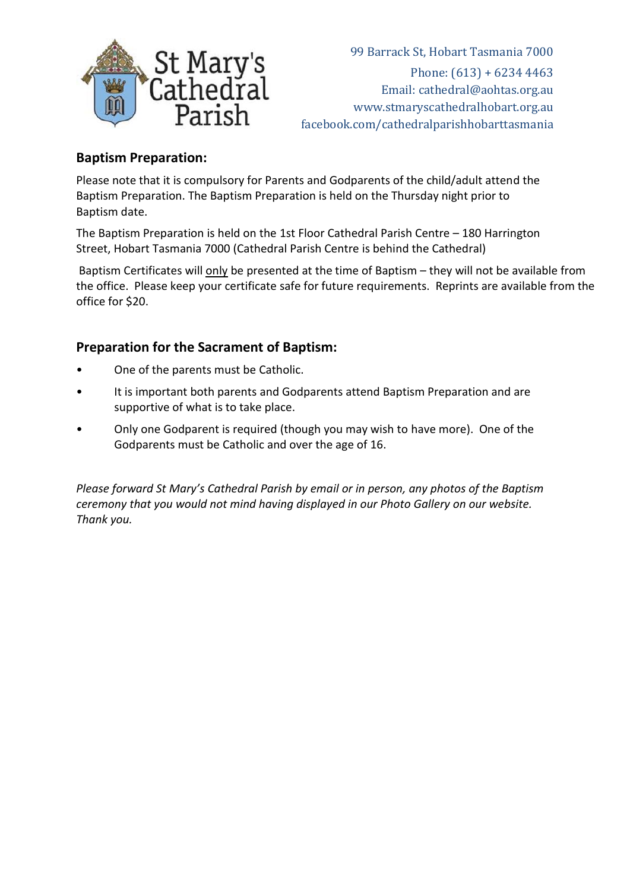St Mary's Cathedral Parish

99 Barrack St, Hobart Tasmania 7000
Phone: (613) + 6234 4463
Email: cathedral@aohtas.org.au
www.stmaryscathedralhobart.org.au
facebook.com/cathedralparishhobarttasmania

## Baptism Preparation:

Please note that it is compulsory for Parents and Godparents of the child/adult attend the Baptism Preparation. The Baptism Preparation is held on the Thursday night prior to Baptism date.

The Baptism Preparation is held on the 1st Floor Cathedral Parish Centre – 180 Harrington Street, Hobart Tasmania 7000 (Cathedral Parish Centre is behind the Cathedral)

Baptism Certificates will only be presented at the time of Baptism – they will not be available from the office. Please keep your certificate safe for future requirements. Reprints are available from the office for $20.

## Preparation for the Sacrament of Baptism:

- One of the parents must be Catholic.
- It is important both parents and Godparents attend Baptism Preparation and are supportive of what is to take place.
- Only one Godparent is required (though you may wish to have more). One of the Godparents must be Catholic and over the age of 16.

*Please forward St Mary's Cathedral Parish by email or in person, any photos of the Baptism ceremony that you would not mind having displayed in our Photo Gallery on our website. Thank you.*